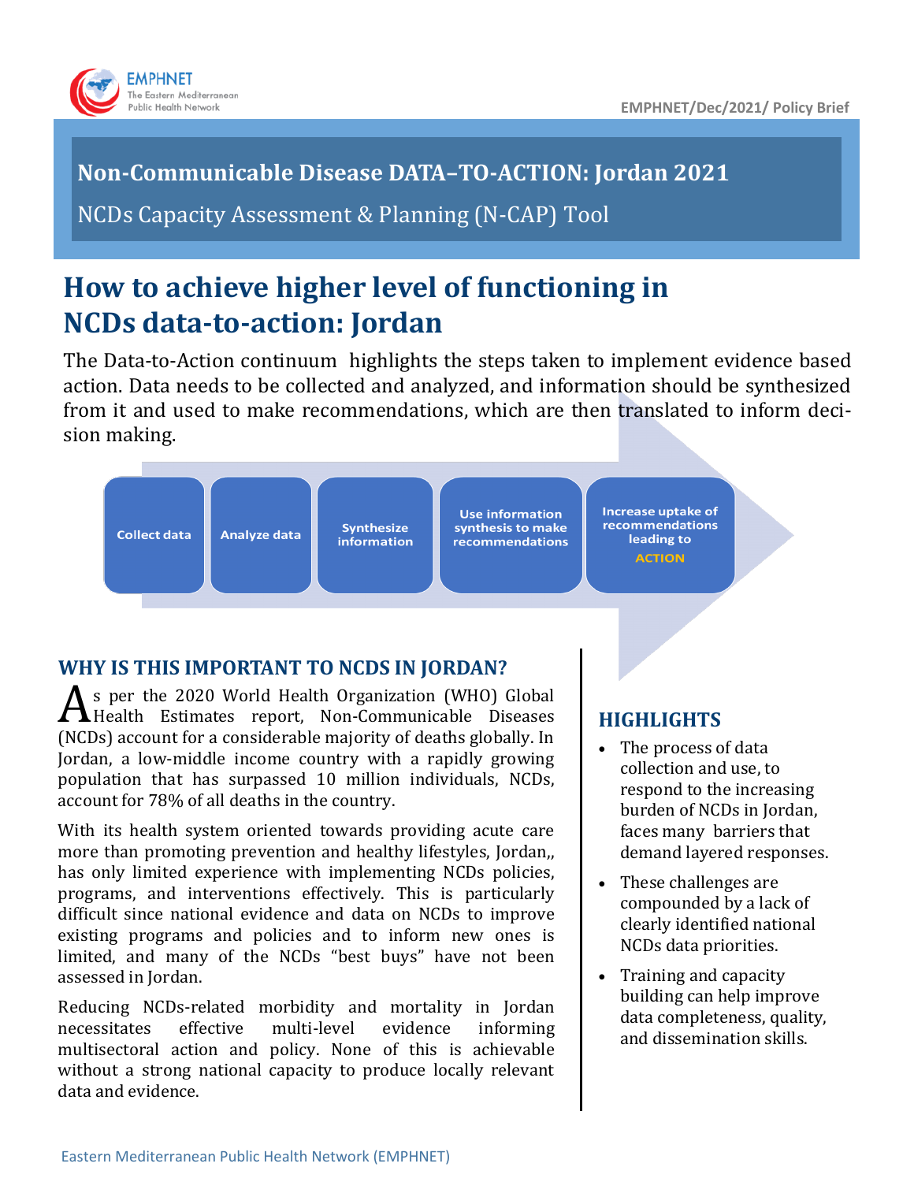EMPHNET/Dec/2021/ Policy Brief

**Non-Communicable Disease DATA–TO-ACTION: Jordan 2021**

NCDs Capacity Assessment & Planning (N-CAP) Tool

# How to achieve higher level of functioning in NCDs data-to-action: Jordan

The Data-to-Action continuum highlights the steps taken to implement evidence based action. Data needs to be collected and analyzed, and information should be synthesized from it and used to make recommendations, which are then translated to inform decision making.

Collect data → Analyze data → Synthesize information → Use information synthesis to make recommendations → Increase uptake of recommendations leading to ACTION

## WHY IS THIS IMPORTANT TO NCDS IN JORDAN?

As per the 2020 World Health Organization (WHO) Global Health Estimates report, Non-Communicable Diseases (NCDs) account for a considerable majority of deaths globally. In Jordan, a low-middle income country with a rapidly growing population that has surpassed 10 million individuals, NCDs, account for 78% of all deaths in the country.

With its health system oriented towards providing acute care more than promoting prevention and healthy lifestyles, Jordan,, has only limited experience with implementing NCDs policies, programs, and interventions effectively. This is particularly difficult since national evidence and data on NCDs to improve existing programs and policies and to inform new ones is limited, and many of the NCDs "best buys" have not been assessed in Jordan.

Reducing NCDs-related morbidity and mortality in Jordan necessitates effective multi-level evidence informing multisectoral action and policy. None of this is achievable without a strong national capacity to produce locally relevant data and evidence.

## HIGHLIGHTS

- The process of data collection and use, to respond to the increasing burden of NCDs in Jordan, faces many barriers that demand layered responses.
- These challenges are compounded by a lack of clearly identified national NCDs data priorities.
- Training and capacity building can help improve data completeness, quality, and dissemination skills.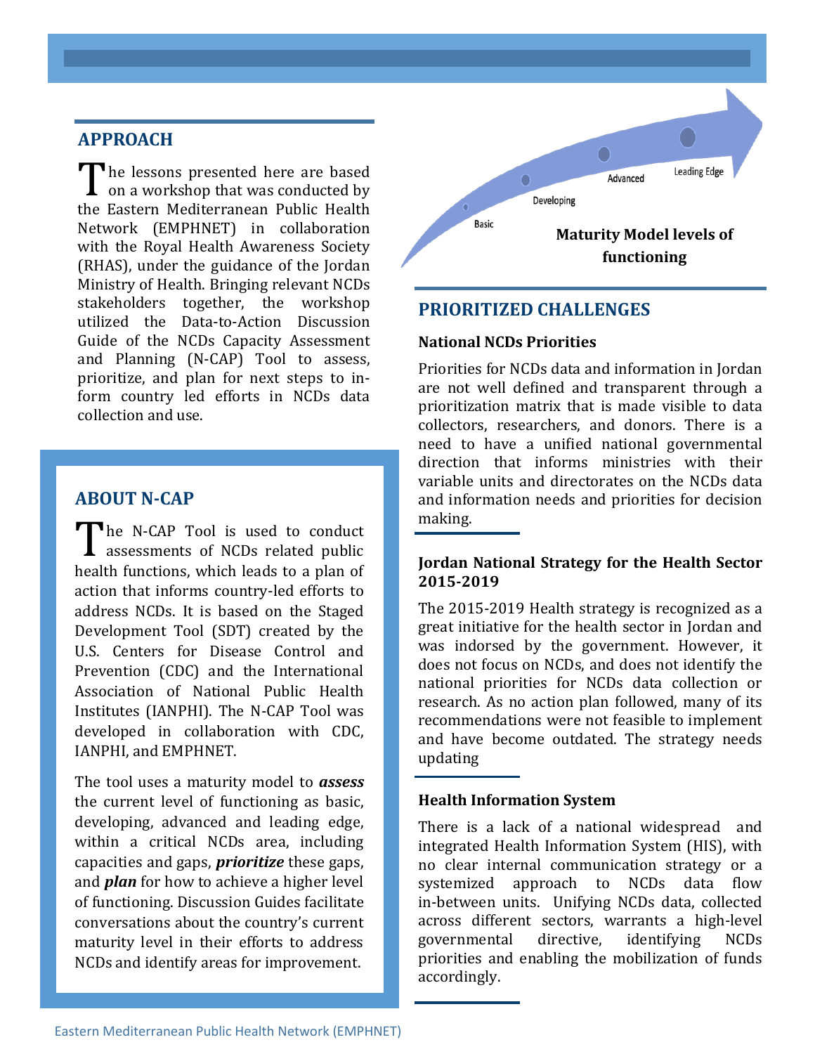## APPROACH

The lessons presented here are based on a workshop that was conducted by the Eastern Mediterranean Public Health Network (EMPHNET) in collaboration with the Royal Health Awareness Society (RHAS), under the guidance of the Jordan Ministry of Health. Bringing relevant NCDs stakeholders together, the workshop utilized the Data-to-Action Discussion Guide of the NCDs Capacity Assessment and Planning (N-CAP) Tool to assess, prioritize, and plan for next steps to inform country led efforts in NCDs data collection and use.

## ABOUT N-CAP

The N-CAP Tool is used to conduct assessments of NCDs related public health functions, which leads to a plan of action that informs country-led efforts to address NCDs. It is based on the Staged Development Tool (SDT) created by the U.S. Centers for Disease Control and Prevention (CDC) and the International Association of National Public Health Institutes (IANPHI). The N-CAP Tool was developed in collaboration with CDC, IANPHI, and EMPHNET.

The tool uses a maturity model to ***assess*** the current level of functioning as basic, developing, advanced and leading edge, within a critical NCDs area, including capacities and gaps, ***prioritize*** these gaps, and ***plan*** for how to achieve a higher level of functioning. Discussion Guides facilitate conversations about the country's current maturity level in their efforts to address NCDs and identify areas for improvement.

Basic — Developing — Advanced — Leading Edge

**Maturity Model levels of functioning**

## PRIORITIZED CHALLENGES

### National NCDs Priorities

Priorities for NCDs data and information in Jordan are not well defined and transparent through a prioritization matrix that is made visible to data collectors, researchers, and donors. There is a need to have a unified national governmental direction that informs ministries with their variable units and directorates on the NCDs data and information needs and priorities for decision making.

### Jordan National Strategy for the Health Sector 2015-2019

The 2015-2019 Health strategy is recognized as a great initiative for the health sector in Jordan and was indorsed by the government. However, it does not focus on NCDs, and does not identify the national priorities for NCDs data collection or research. As no action plan followed, many of its recommendations were not feasible to implement and have become outdated. The strategy needs updating

### Health Information System

There is a lack of a national widespread and integrated Health Information System (HIS), with no clear internal communication strategy or a systemized approach to NCDs data flow in-between units. Unifying NCDs data, collected across different sectors, warrants a high-level governmental directive, identifying NCDs priorities and enabling the mobilization of funds accordingly.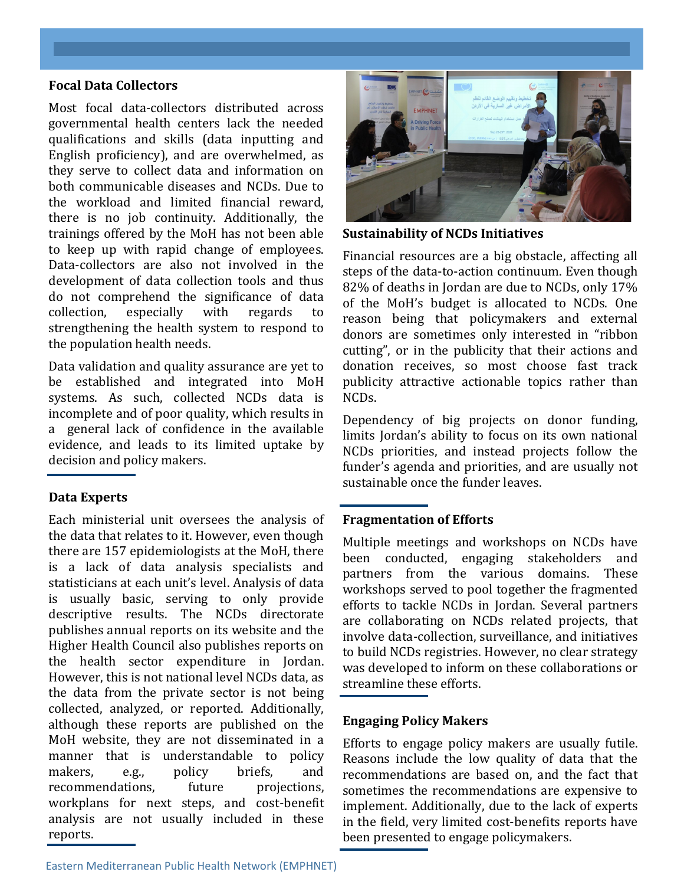### Focal Data Collectors

Most focal data-collectors distributed across governmental health centers lack the needed qualifications and skills (data inputting and English proficiency), and are overwhelmed, as they serve to collect data and information on both communicable diseases and NCDs. Due to the workload and limited financial reward, there is no job continuity. Additionally, the trainings offered by the MoH has not been able to keep up with rapid change of employees. Data-collectors are also not involved in the development of data collection tools and thus do not comprehend the significance of data collection, especially with regards to strengthening the health system to respond to the population health needs.

Data validation and quality assurance are yet to be established and integrated into MoH systems. As such, collected NCDs data is incomplete and of poor quality, which results in a general lack of confidence in the available evidence, and leads to its limited uptake by decision and policy makers.

### Data Experts

Each ministerial unit oversees the analysis of the data that relates to it. However, even though there are 157 epidemiologists at the MoH, there is a lack of data analysis specialists and statisticians at each unit's level. Analysis of data is usually basic, serving to only provide descriptive results. The NCDs directorate publishes annual reports on its website and the Higher Health Council also publishes reports on the health sector expenditure in Jordan. However, this is not national level NCDs data, as the data from the private sector is not being collected, analyzed, or reported. Additionally, although these reports are published on the MoH website, they are not disseminated in a manner that is understandable to policy makers, e.g., policy briefs, and recommendations, future projections, workplans for next steps, and cost-benefit analysis are not usually included in these reports.

### Sustainability of NCDs Initiatives

Financial resources are a big obstacle, affecting all steps of the data-to-action continuum. Even though 82% of deaths in Jordan are due to NCDs, only 17% of the MoH's budget is allocated to NCDs. One reason being that policymakers and external donors are sometimes only interested in "ribbon cutting", or in the publicity that their actions and donation receives, so most choose fast track publicity attractive actionable topics rather than NCDs.

Dependency of big projects on donor funding, limits Jordan's ability to focus on its own national NCDs priorities, and instead projects follow the funder's agenda and priorities, and are usually not sustainable once the funder leaves.

### Fragmentation of Efforts

Multiple meetings and workshops on NCDs have been conducted, engaging stakeholders and partners from the various domains. These workshops served to pool together the fragmented efforts to tackle NCDs in Jordan. Several partners are collaborating on NCDs related projects, that involve data-collection, surveillance, and initiatives to build NCDs registries. However, no clear strategy was developed to inform on these collaborations or streamline these efforts.

### Engaging Policy Makers

Efforts to engage policy makers are usually futile. Reasons include the low quality of data that the recommendations are based on, and the fact that sometimes the recommendations are expensive to implement. Additionally, due to the lack of experts in the field, very limited cost-benefits reports have been presented to engage policymakers.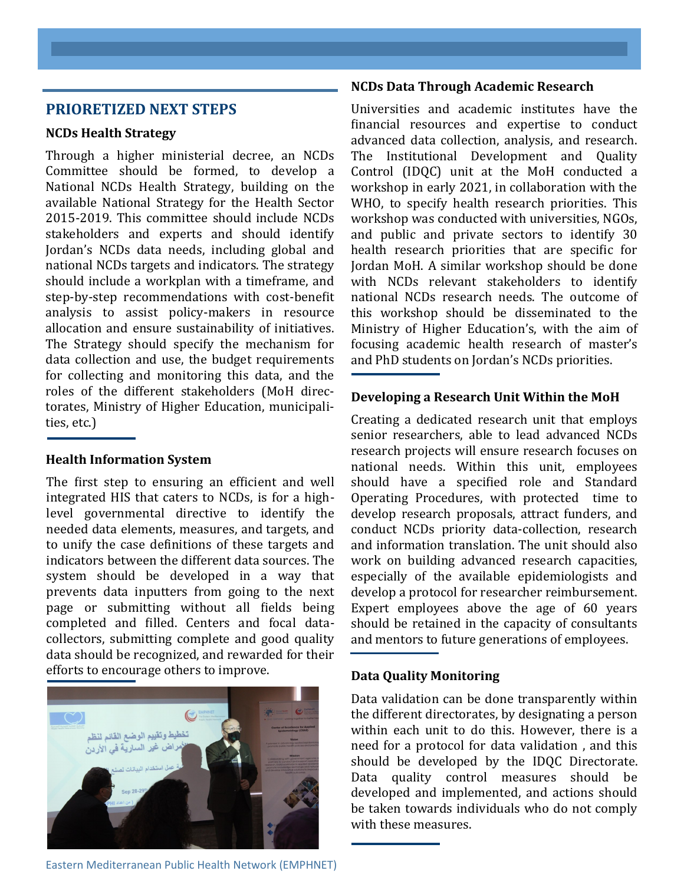## PRIORETIZED NEXT STEPS

### NCDs Health Strategy

Through a higher ministerial decree, an NCDs Committee should be formed, to develop a National NCDs Health Strategy, building on the available National Strategy for the Health Sector 2015-2019. This committee should include NCDs stakeholders and experts and should identify Jordan's NCDs data needs, including global and national NCDs targets and indicators. The strategy should include a workplan with a timeframe, and step-by-step recommendations with cost-benefit analysis to assist policy-makers in resource allocation and ensure sustainability of initiatives. The Strategy should specify the mechanism for data collection and use, the budget requirements for collecting and monitoring this data, and the roles of the different stakeholders (MoH directorates, Ministry of Higher Education, municipalities, etc.)

### Health Information System

The first step to ensuring an efficient and well integrated HIS that caters to NCDs, is for a high-level governmental directive to identify the needed data elements, measures, and targets, and to unify the case definitions of these targets and indicators between the different data sources. The system should be developed in a way that prevents data inputters from going to the next page or submitting without all fields being completed and filled. Centers and focal data-collectors, submitting complete and good quality data should be recognized, and rewarded for their efforts to encourage others to improve.

### NCDs Data Through Academic Research

Universities and academic institutes have the financial resources and expertise to conduct advanced data collection, analysis, and research. The Institutional Development and Quality Control (IDQC) unit at the MoH conducted a workshop in early 2021, in collaboration with the WHO, to specify health research priorities. This workshop was conducted with universities, NGOs, and public and private sectors to identify 30 health research priorities that are specific for Jordan MoH. A similar workshop should be done with NCDs relevant stakeholders to identify national NCDs research needs. The outcome of this workshop should be disseminated to the Ministry of Higher Education's, with the aim of focusing academic health research of master's and PhD students on Jordan's NCDs priorities.

### Developing a Research Unit Within the MoH

Creating a dedicated research unit that employs senior researchers, able to lead advanced NCDs research projects will ensure research focuses on national needs. Within this unit, employees should have a specified role and Standard Operating Procedures, with protected time to develop research proposals, attract funders, and conduct NCDs priority data-collection, research and information translation. The unit should also work on building advanced research capacities, especially of the available epidemiologists and develop a protocol for researcher reimbursement. Expert employees above the age of 60 years should be retained in the capacity of consultants and mentors to future generations of employees.

### Data Quality Monitoring

Data validation can be done transparently within the different directorates, by designating a person within each unit to do this. However, there is a need for a protocol for data validation , and this should be developed by the IDQC Directorate. Data quality control measures should be developed and implemented, and actions should be taken towards individuals who do not comply with these measures.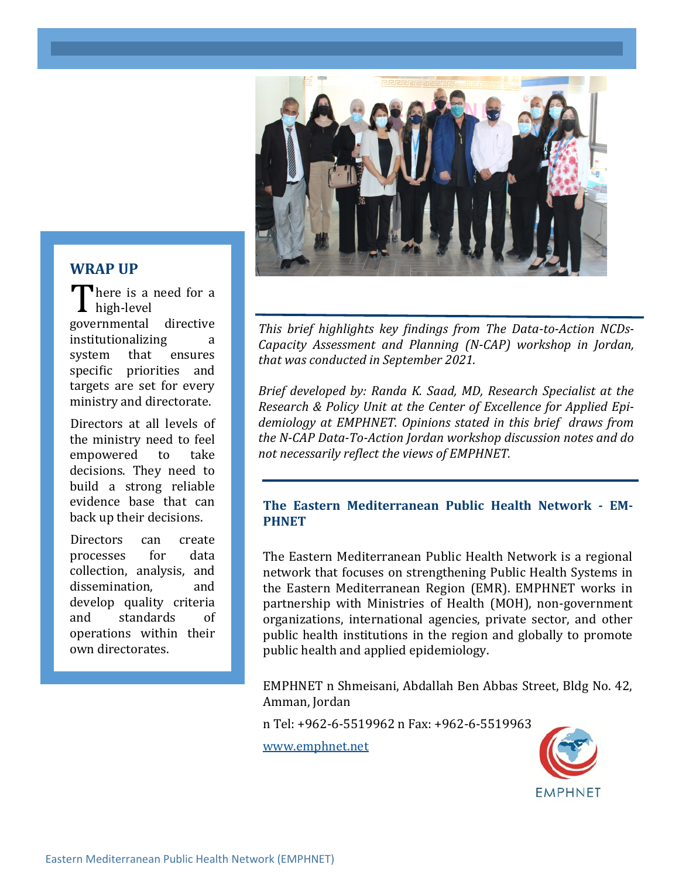## WRAP UP

There is a need for a high-level governmental directive institutionalizing a system that ensures specific priorities and targets are set for every ministry and directorate.

Directors at all levels of the ministry need to feel empowered to take decisions. They need to build a strong reliable evidence base that can back up their decisions.

Directors can create processes for data collection, analysis, and dissemination, and develop quality criteria and standards of operations within their own directorates.

*This brief highlights key findings from The Data-to-Action NCDs-Capacity Assessment and Planning (N-CAP) workshop in Jordan, that was conducted in September 2021.*

*Brief developed by: Randa K. Saad, MD, Research Specialist at the Research & Policy Unit at the Center of Excellence for Applied Epidemiology at EMPHNET. Opinions stated in this brief draws from the N-CAP Data-To-Action Jordan workshop discussion notes and do not necessarily reflect the views of EMPHNET.*

### The Eastern Mediterranean Public Health Network - EMPHNET

The Eastern Mediterranean Public Health Network is a regional network that focuses on strengthening Public Health Systems in the Eastern Mediterranean Region (EMR). EMPHNET works in partnership with Ministries of Health (MOH), non-government organizations, international agencies, private sector, and other public health institutions in the region and globally to promote public health and applied epidemiology.

EMPHNET n Shmeisani, Abdallah Ben Abbas Street, Bldg No. 42, Amman, Jordan

n Tel: +962-6-5519962 n Fax: +962-6-5519963

www.emphnet.net

EMPHNET